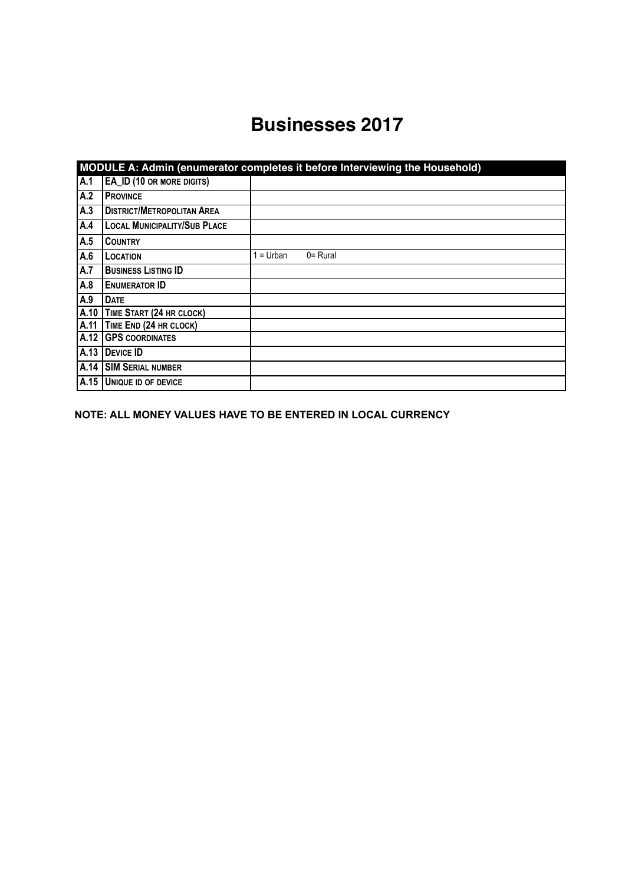# Businesses 2017

| MODULE A: Admin (enumerator completes it before Interviewing the Household) | | |
|---|---|---|
| A.1 | EA_ID (10 OR MORE DIGITS) | |
| A.2 | PROVINCE | |
| A.3 | DISTRICT/METROPOLITAN AREA | |
| A.4 | LOCAL MUNICIPALITY/SUB PLACE | |
| A.5 | COUNTRY | |
| A.6 | LOCATION | 1 = Urban 0= Rural |
| A.7 | BUSINESS LISTING ID | |
| A.8 | ENUMERATOR ID | |
| A.9 | DATE | |
| A.10 | TIME START (24 HR CLOCK) | |
| A.11 | TIME END (24 HR CLOCK) | |
| A.12 | GPS COORDINATES | |
| A.13 | DEVICE ID | |
| A.14 | SIM SERIAL NUMBER | |
| A.15 | UNIQUE ID OF DEVICE | |

**NOTE: ALL MONEY VALUES HAVE TO BE ENTERED IN LOCAL CURRENCY**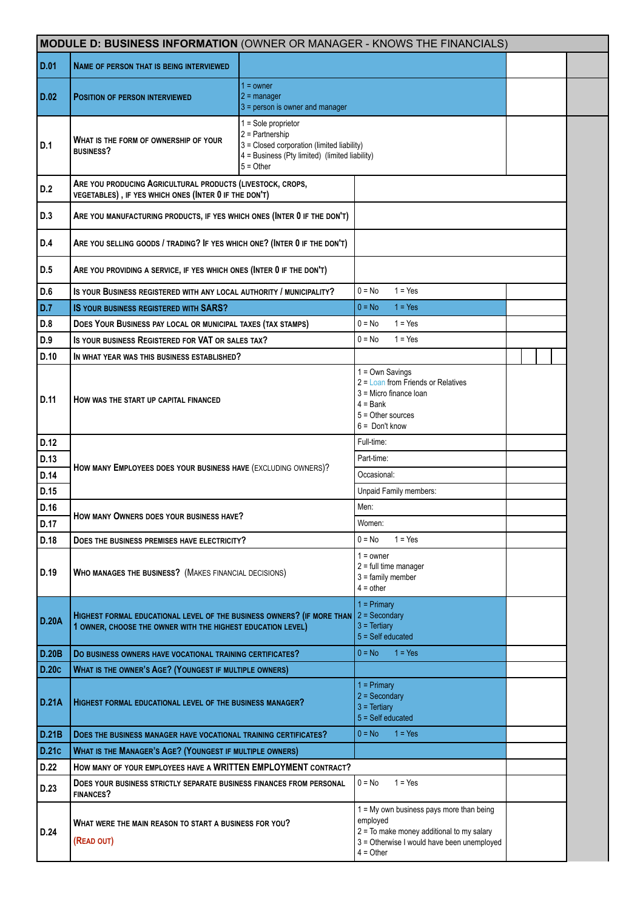| MODULE D: BUSINESS INFORMATION (OWNER OR MANAGER - KNOWS THE FINANCIALS) | | | |
|---|---|---|---|
| D.01 | NAME OF PERSON THAT IS BEING INTERVIEWED | | |
| D.02 | POSITION OF PERSON INTERVIEWED | 1 = owner<br>2 = manager<br>3 = person is owner and manager | |
| D.1 | WHAT IS THE FORM OF OWNERSHIP OF YOUR BUSINESS? | 1 = Sole proprietor<br>2 = Partnership<br>3 = Closed corporation (limited liability)<br>4 = Business (Pty limited) (limited liability)<br>5 = Other | |
| D.2 | ARE YOU PRODUCING AGRICULTURAL PRODUCTS (LIVESTOCK, CROPS, VEGETABLES) , IF YES WHICH ONES (INTER 0 IF THE DON'T) | | |
| D.3 | ARE YOU MANUFACTURING PRODUCTS, IF YES WHICH ONES (INTER 0 IF THE DON'T) | | |
| D.4 | ARE YOU SELLING GOODS / TRADING? IF YES WHICH ONE? (INTER 0 IF THE DON'T) | | |
| D.5 | ARE YOU PROVIDING A SERVICE, IF YES WHICH ONES (INTER 0 IF THE DON'T) | | |
| D.6 | IS YOUR BUSINESS REGISTERED WITH ANY LOCAL AUTHORITY / MUNICIPALITY? | 0 = No 1 = Yes | |
| D.7 | IS YOUR BUSINESS REGISTERED WITH SARS? | 0 = No 1 = Yes | |
| D.8 | DOES YOUR BUSINESS PAY LOCAL OR MUNICIPAL TAXES (TAX STAMPS) | 0 = No 1 = Yes | |
| D.9 | IS YOUR BUSINESS REGISTERED FOR VAT OR SALES TAX? | 0 = No 1 = Yes | |
| D.10 | IN WHAT YEAR WAS THIS BUSINESS ESTABLISHED? | | |
| D.11 | HOW WAS THE START UP CAPITAL FINANCED | 1 = Own Savings<br>2 = Loan from Friends or Relatives<br>3 = Micro finance loan<br>4 = Bank<br>5 = Other sources<br>6 = Don't know | |
| D.12 | HOW MANY EMPLOYEES DOES YOUR BUSINESS HAVE (EXCLUDING OWNERS)? | Full-time: | |
| D.13 | | Part-time: | |
| D.14 | | Occasional: | |
| D.15 | | Unpaid Family members: | |
| D.16 | HOW MANY OWNERS DOES YOUR BUSINESS HAVE? | Men: | |
| D.17 | | Women: | |
| D.18 | DOES THE BUSINESS PREMISES HAVE ELECTRICITY? | 0 = No 1 = Yes | |
| D.19 | WHO MANAGES THE BUSINESS? (MAKES FINANCIAL DECISIONS) | 1 = owner<br>2 = full time manager<br>3 = family member<br>4 = other | |
| D.20A | HIGHEST FORMAL EDUCATIONAL LEVEL OF THE BUSINESS OWNERS? (IF MORE THAN 1 OWNER, CHOOSE THE OWNER WITH THE HIGHEST EDUCATION LEVEL) | 1 = Primary<br>2 = Secondary<br>3 = Tertiary<br>5 = Self educated | |
| D.20B | DO BUSINESS OWNERS HAVE VOCATIONAL TRAINING CERTIFICATES? | 0 = No 1 = Yes | |
| D.20c | WHAT IS THE OWNER'S AGE? (YOUNGEST IF MULTIPLE OWNERS) | | |
| D.21A | HIGHEST FORMAL EDUCATIONAL LEVEL OF THE BUSINESS MANAGER? | 1 = Primary<br>2 = Secondary<br>3 = Tertiary<br>5 = Self educated | |
| D.21B | DOES THE BUSINESS MANAGER HAVE VOCATIONAL TRAINING CERTIFICATES? | 0 = No 1 = Yes | |
| D.21c | WHAT IS THE MANAGER'S AGE? (YOUNGEST IF MULTIPLE OWNERS) | | |
| D.22 | HOW MANY OF YOUR EMPLOYEES HAVE A WRITTEN EMPLOYMENT CONTRACT? | | |
| D.23 | DOES YOUR BUSINESS STRICTLY SEPARATE BUSINESS FINANCES FROM PERSONAL FINANCES? | 0 = No 1 = Yes | |
| D.24 | WHAT WERE THE MAIN REASON TO START A BUSINESS FOR YOU?<br>(READ OUT) | 1 = My own business pays more than being employed<br>2 = To make money additional to my salary<br>3 = Otherwise I would have been unemployed<br>4 = Other | |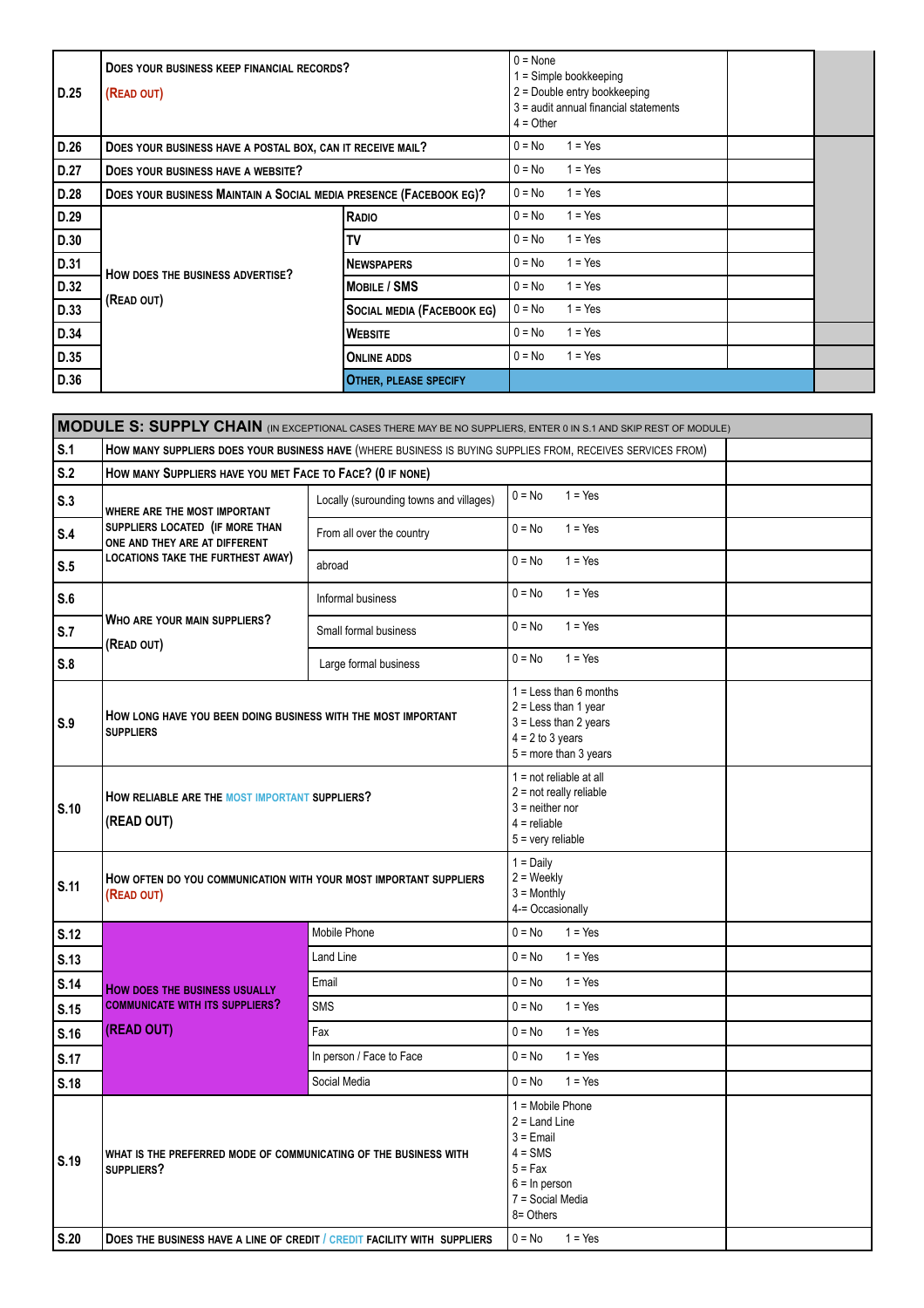| | | | | | |
|---|---|---|---|---|---|
| D.25 | Does your business keep financial records? (Read out) | | 0 = None<br>1 = Simple bookkeeping<br>2 = Double entry bookkeeping<br>3 = audit annual financial statements<br>4 = Other | | |
| D.26 | Does your business have a postal box, can it receive mail? | | 0 = No 1 = Yes | | |
| D.27 | Does your business have a website? | | 0 = No 1 = Yes | | |
| D.28 | Does your business Maintain a Social media presence (Facebook eg)? | | 0 = No 1 = Yes | | |
| D.29 | How does the business advertise? (Read out) | Radio | 0 = No 1 = Yes | | |
| D.30 | | TV | 0 = No 1 = Yes | | |
| D.31 | | Newspapers | 0 = No 1 = Yes | | |
| D.32 | | Mobile / SMS | 0 = No 1 = Yes | | |
| D.33 | | Social media (Facebook eg) | 0 = No 1 = Yes | | |
| D.34 | | Website | 0 = No 1 = Yes | | |
| D.35 | | Online adds | 0 = No 1 = Yes | | |
| D.36 | | Other, please specify | | | |

| MODULE S: SUPPLY CHAIN (in exceptional cases there may be no suppliers, enter 0 in S.1 and skip rest of module) | | | | |
|---|---|---|---|---|
| S.1 | How many suppliers does your business have (where business is buying supplies from, receives services from) | | | |
| S.2 | How many Suppliers have you met Face to Face? (0 if none) | | | |
| S.3 | Where are the most important suppliers located (if more than one and they are at different locations take the furthest away) | Locally (surounding towns and villages) | 0 = No 1 = Yes | |
| S.4 | | From all over the country | 0 = No 1 = Yes | |
| S.5 | | abroad | 0 = No 1 = Yes | |
| S.6 | Who are your main suppliers? (Read out) | Informal business | 0 = No 1 = Yes | |
| S.7 | | Small formal business | 0 = No 1 = Yes | |
| S.8 | | Large formal business | 0 = No 1 = Yes | |
| S.9 | How long have you been doing business with the most important suppliers | | 1 = Less than 6 months<br>2 = Less than 1 year<br>3 = Less than 2 years<br>4 = 2 to 3 years<br>5 = more than 3 years | |
| S.10 | How reliable are the most important suppliers? (READ OUT) | | 1 = not reliable at all<br>2 = not really reliable<br>3 = neither nor<br>4 = reliable<br>5 = very reliable | |
| S.11 | How often do you communication with your most important suppliers (Read out) | | 1 = Daily<br>2 = Weekly<br>3 = Monthly<br>4-= Occasionally | |
| S.12 | How does the business usually communicate with its suppliers? (READ OUT) | Mobile Phone | 0 = No 1 = Yes | |
| S.13 | | Land Line | 0 = No 1 = Yes | |
| S.14 | | Email | 0 = No 1 = Yes | |
| S.15 | | SMS | 0 = No 1 = Yes | |
| S.16 | | Fax | 0 = No 1 = Yes | |
| S.17 | | In person / Face to Face | 0 = No 1 = Yes | |
| S.18 | | Social Media | 0 = No 1 = Yes | |
| S.19 | What is the preferred mode of communicating of the business with suppliers? | | 1 = Mobile Phone<br>2 = Land Line<br>3 = Email<br>4 = SMS<br>5 = Fax<br>6 = In person<br>7 = Social Media<br>8= Others | |
| S.20 | Does the business have a line of credit / credit facility with suppliers | | 0 = No 1 = Yes | |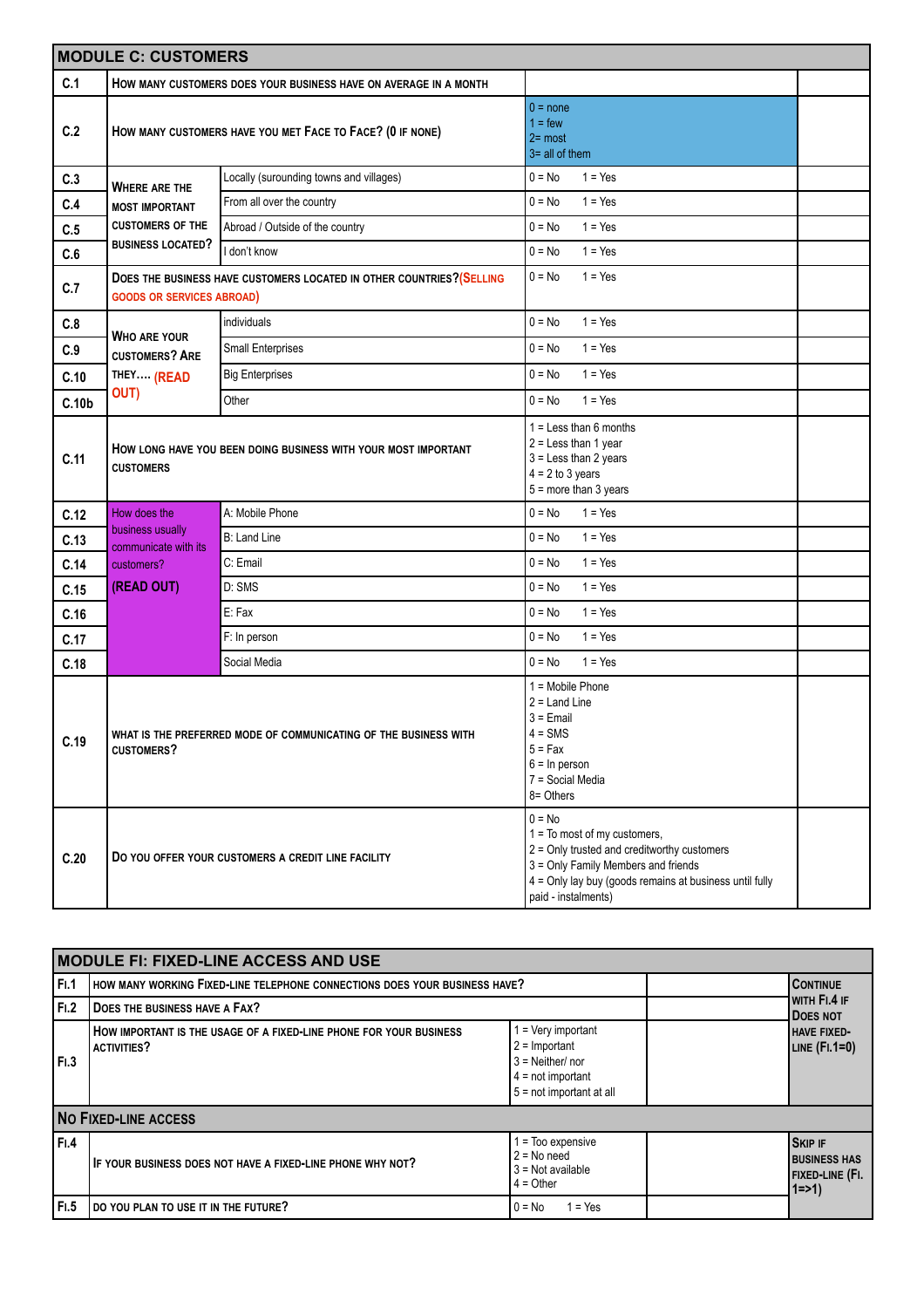| MODULE C: CUSTOMERS | | | | |
|---|---|---|---|---|
| C.1 | HOW MANY CUSTOMERS DOES YOUR BUSINESS HAVE ON AVERAGE IN A MONTH | | | |
| C.2 | HOW MANY CUSTOMERS HAVE YOU MET FACE TO FACE? (0 IF NONE) | | 0 = none<br>1 = few<br>2= most<br>3= all of them | |
| C.3 | WHERE ARE THE MOST IMPORTANT CUSTOMERS OF THE BUSINESS LOCATED? | Locally (surounding towns and villages) | 0 = No 1 = Yes | |
| C.4 | | From all over the country | 0 = No 1 = Yes | |
| C.5 | | Abroad / Outside of the country | 0 = No 1 = Yes | |
| C.6 | | I don't know | 0 = No 1 = Yes | |
| C.7 | DOES THE BUSINESS HAVE CUSTOMERS LOCATED IN OTHER COUNTRIES?(SELLING GOODS OR SERVICES ABROAD) | | 0 = No 1 = Yes | |
| C.8 | WHO ARE YOUR CUSTOMERS? ARE THEY.... (READ OUT) | individuals | 0 = No 1 = Yes | |
| C.9 | | Small Enterprises | 0 = No 1 = Yes | |
| C.10 | | Big Enterprises | 0 = No 1 = Yes | |
| C.10b | | Other | 0 = No 1 = Yes | |
| C.11 | HOW LONG HAVE YOU BEEN DOING BUSINESS WITH YOUR MOST IMPORTANT CUSTOMERS | | 1 = Less than 6 months<br>2 = Less than 1 year<br>3 = Less than 2 years<br>4 = 2 to 3 years<br>5 = more than 3 years | |
| C.12 | How does the business usually communicate with its customers? (READ OUT) | A: Mobile Phone | 0 = No 1 = Yes | |
| C.13 | | B: Land Line | 0 = No 1 = Yes | |
| C.14 | | C: Email | 0 = No 1 = Yes | |
| C.15 | | D: SMS | 0 = No 1 = Yes | |
| C.16 | | E: Fax | 0 = No 1 = Yes | |
| C.17 | | F: In person | 0 = No 1 = Yes | |
| C.18 | | Social Media | 0 = No 1 = Yes | |
| C.19 | WHAT IS THE PREFERRED MODE OF COMMUNICATING OF THE BUSINESS WITH CUSTOMERS? | | 1 = Mobile Phone<br>2 = Land Line<br>3 = Email<br>4 = SMS<br>5 = Fax<br>6 = In person<br>7 = Social Media<br>8= Others | |
| C.20 | DO YOU OFFER YOUR CUSTOMERS A CREDIT LINE FACILITY | | 0 = No<br>1 = To most of my customers,<br>2 = Only trusted and creditworthy customers<br>3 = Only Family Members and friends<br>4 = Only lay buy (goods remains at business until fully paid - instalments) | |

| MODULE FI: FIXED-LINE ACCESS AND USE | | | | |
|---|---|---|---|---|
| FI.1 | HOW MANY WORKING FIXED-LINE TELEPHONE CONNECTIONS DOES YOUR BUSINESS HAVE? | | | CONTINUE WITH FI.4 IF DOES NOT HAVE FIXED-LINE (FI.1=0) |
| FI.2 | DOES THE BUSINESS HAVE A FAX? | | | |
| FI.3 | HOW IMPORTANT IS THE USAGE OF A FIXED-LINE PHONE FOR YOUR BUSINESS ACTIVITIES? | 1 = Very important<br>2 = Important<br>3 = Neither/ nor<br>4 = not important<br>5 = not important at all | | |
| NO FIXED-LINE ACCESS | | | | |
| FI.4 | IF YOUR BUSINESS DOES NOT HAVE A FIXED-LINE PHONE WHY NOT? | 1 = Too expensive<br>2 = No need<br>3 = Not available<br>4 = Other | | SKIP IF BUSINESS HAS FIXED-LINE (FI.1=>1) |
| FI.5 | DO YOU PLAN TO USE IT IN THE FUTURE? | 0 = No 1 = Yes | | |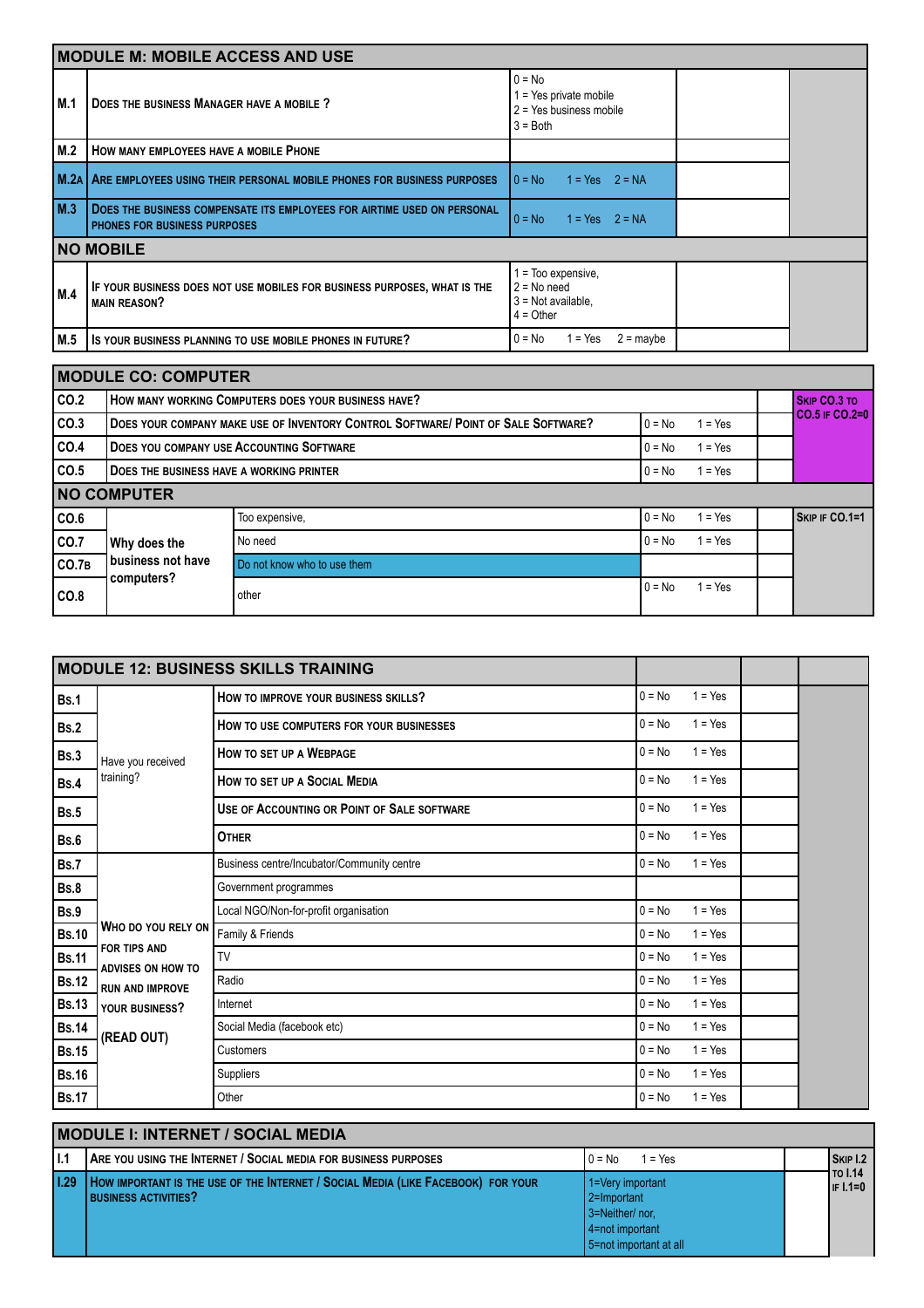| MODULE M: MOBILE ACCESS AND USE | | | | |
|---|---|---|---|---|
| M.1 | DOES THE BUSINESS MANAGER HAVE A MOBILE ? | 0 = No<br>1 = Yes private mobile<br>2 = Yes business mobile<br>3 = Both | | |
| M.2 | HOW MANY EMPLOYEES HAVE A MOBILE PHONE | | | |
| M.2A | ARE EMPLOYEES USING THEIR PERSONAL MOBILE PHONES FOR BUSINESS PURPOSES | 0 = No 1 = Yes 2 = NA | | |
| M.3 | DOES THE BUSINESS COMPENSATE ITS EMPLOYEES FOR AIRTIME USED ON PERSONAL PHONES FOR BUSINESS PURPOSES | 0 = No 1 = Yes 2 = NA | | |
| NO MOBILE | | | | |
| M.4 | IF YOUR BUSINESS DOES NOT USE MOBILES FOR BUSINESS PURPOSES, WHAT IS THE MAIN REASON? | 1 = Too expensive,<br>2 = No need<br>3 = Not available,<br>4 = Other | | |
| M.5 | IS YOUR BUSINESS PLANNING TO USE MOBILE PHONES IN FUTURE? | 0 = No 1 = Yes 2 = maybe | | |

| MODULE CO: COMPUTER | | | | | |
|---|---|---|---|---|---|
| CO.2 | HOW MANY WORKING COMPUTERS DOES YOUR BUSINESS HAVE? | | | | SKIP CO.3 TO CO.5 IF CO.2=0 |
| CO.3 | DOES YOUR COMPANY MAKE USE OF INVENTORY CONTROL SOFTWARE/ POINT OF SALE SOFTWARE? | | 0 = No 1 = Yes | | |
| CO.4 | DOES YOU COMPANY USE ACCOUNTING SOFTWARE | | 0 = No 1 = Yes | | |
| CO.5 | DOES THE BUSINESS HAVE A WORKING PRINTER | | 0 = No 1 = Yes | | |
| NO COMPUTER | | | | | |
| CO.6 | Why does the business not have computers? | Too expensive, | 0 = No 1 = Yes | | SKIP IF CO.1=1 |
| CO.7 | | No need | 0 = No 1 = Yes | | |
| CO.7B | | Do not know who to use them | | | |
| CO.8 | | other | 0 = No 1 = Yes | | |

| MODULE 12: BUSINESS SKILLS TRAINING | | | | | |
|---|---|---|---|---|---|
| Bs.1 | Have you received training? | HOW TO IMPROVE YOUR BUSINESS SKILLS? | 0 = No 1 = Yes | | |
| Bs.2 | | HOW TO USE COMPUTERS FOR YOUR BUSINESSES | 0 = No 1 = Yes | | |
| Bs.3 | | HOW TO SET UP A WEBPAGE | 0 = No 1 = Yes | | |
| Bs.4 | | HOW TO SET UP A SOCIAL MEDIA | 0 = No 1 = Yes | | |
| Bs.5 | | USE OF ACCOUNTING OR POINT OF SALE SOFTWARE | 0 = No 1 = Yes | | |
| Bs.6 | | OTHER | 0 = No 1 = Yes | | |
| Bs.7 | WHO DO YOU RELY ON FOR TIPS AND ADVISES ON HOW TO RUN AND IMPROVE YOUR BUSINESS? (READ OUT) | Business centre/Incubator/Community centre | 0 = No 1 = Yes | | |
| Bs.8 | | Government programmes | | | |
| Bs.9 | | Local NGO/Non-for-profit organisation | 0 = No 1 = Yes | | |
| Bs.10 | | Family & Friends | 0 = No 1 = Yes | | |
| Bs.11 | | TV | 0 = No 1 = Yes | | |
| Bs.12 | | Radio | 0 = No 1 = Yes | | |
| Bs.13 | | Internet | 0 = No 1 = Yes | | |
| Bs.14 | | Social Media (facebook etc) | 0 = No 1 = Yes | | |
| Bs.15 | | Customers | 0 = No 1 = Yes | | |
| Bs.16 | | Suppliers | 0 = No 1 = Yes | | |
| Bs.17 | | Other | 0 = No 1 = Yes | | |

| MODULE I: INTERNET / SOCIAL MEDIA | | | | |
|---|---|---|---|---|
| I.1 | ARE YOU USING THE INTERNET / SOCIAL MEDIA FOR BUSINESS PURPOSES | 0 = No 1 = Yes | | SKIP I.2 TO I.14 IF I.1=0 |
| I.29 | HOW IMPORTANT IS THE USE OF THE INTERNET / SOCIAL MEDIA (LIKE FACEBOOK) FOR YOUR BUSINESS ACTIVITIES? | 1=Very important<br>2=Important<br>3=Neither/ nor,<br>4=not important<br>5=not important at all | | |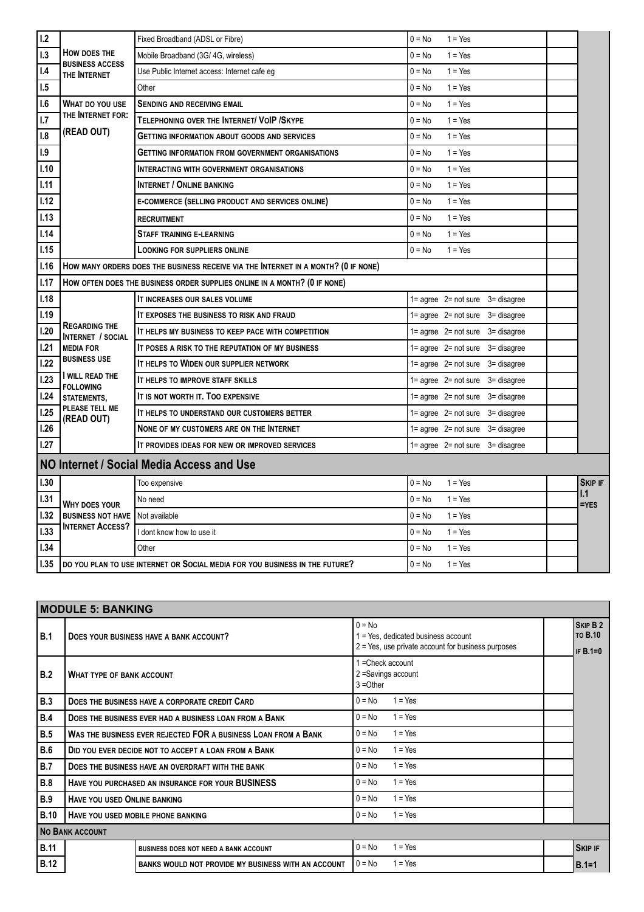| | | | | | |
|---|---|---|---|---|---|
| I.2 | How does the business access the Internet | Fixed Broadband (ADSL or Fibre) | 0 = No 1 = Yes | | |
| I.3 | | Mobile Broadband (3G/ 4G, wireless) | 0 = No 1 = Yes | | |
| I.4 | | Use Public Internet access: Internet cafe eg | 0 = No 1 = Yes | | |
| I.5 | | Other | 0 = No 1 = Yes | | |
| I.6 | What do you use the Internet for: (READ OUT) | Sending and receiving email | 0 = No 1 = Yes | | |
| I.7 | | Telephoning over the Internet/ VoIP /Skype | 0 = No 1 = Yes | | |
| I.8 | | Getting information about goods and services | 0 = No 1 = Yes | | |
| I.9 | | Getting information from government organisations | 0 = No 1 = Yes | | |
| I.10 | | Interacting with government organisations | 0 = No 1 = Yes | | |
| I.11 | | Internet / Online banking | 0 = No 1 = Yes | | |
| I.12 | | e-commerce (selling product and services online) | 0 = No 1 = Yes | | |
| I.13 | | recruitment | 0 = No 1 = Yes | | |
| I.14 | | Staff training e-learning | 0 = No 1 = Yes | | |
| I.15 | | Looking for suppliers online | 0 = No 1 = Yes | | |
| I.16 | How many orders does the business receive via the Internet in a month? (0 if none) | | | | |
| I.17 | How often does the business order supplies online in a month? (0 if none) | | | | |
| I.18 | Regarding the Internet / social media for business use I will read the following statements, please tell me (READ OUT) | It increases our sales volume | 1= agree 2= not sure 3= disagree | | |
| I.19 | | It exposes the business to risk and fraud | 1= agree 2= not sure 3= disagree | | |
| I.20 | | It helps my business to keep pace with competition | 1= agree 2= not sure 3= disagree | | |
| I.21 | | It poses a risk to the reputation of my business | 1= agree 2= not sure 3= disagree | | |
| I.22 | | It helps to Widen our supplier network | 1= agree 2= not sure 3= disagree | | |
| I.23 | | It helps to improve staff skills | 1= agree 2= not sure 3= disagree | | |
| I.24 | | It is not worth it. Too expensive | 1= agree 2= not sure 3= disagree | | |
| I.25 | | It helps to understand our customers better | 1= agree 2= not sure 3= disagree | | |
| I.26 | | None of my customers are on the Internet | 1= agree 2= not sure 3= disagree | | |
| I.27 | | It provides ideas for new or improved services | 1= agree 2= not sure 3= disagree | | |
| **NO Internet / Social Media Access and Use** | | | | | |
| I.30 | Why does your business not have Internet Access? | Too expensive | 0 = No 1 = Yes | | Skip if I.1 =yes |
| I.31 | | No need | 0 = No 1 = Yes | | |
| I.32 | | Not available | 0 = No 1 = Yes | | |
| I.33 | | I dont know how to use it | 0 = No 1 = Yes | | |
| I.34 | | Other | 0 = No 1 = Yes | | |
| I.35 | do you plan to use internet or Social media for you business in the future? | | 0 = No 1 = Yes | | |

| **MODULE 5: BANKING** | | | | | |
|---|---|---|---|---|---|
| B.1 | Does your business have a bank account? | | 0 = No<br>1 = Yes, dedicated business account<br>2 = Yes, use private account for business purposes | | Skip B 2 to B.10 if B.1=0 |
| B.2 | What type of bank account | | 1 =Check account<br>2 =Savings account<br>3 =Other | | |
| B.3 | Does the business have a corporate credit Card | | 0 = No 1 = Yes | | |
| B.4 | Does the business ever had a business loan from a Bank | | 0 = No 1 = Yes | | |
| B.5 | Was the business ever rejected FOR a business Loan from a Bank | | 0 = No 1 = Yes | | |
| B.6 | Did you ever decide not to accept a loan from a Bank | | 0 = No 1 = Yes | | |
| B.7 | Does the business have an overdraft with the bank | | 0 = No 1 = Yes | | |
| B.8 | Have you purchased an insurance for your BUSINESS | | 0 = No 1 = Yes | | |
| B.9 | Have you used Online banking | | 0 = No 1 = Yes | | |
| B.10 | Have you used mobile phone banking | | 0 = No 1 = Yes | | |
| **No Bank account** | | | | | |
| B.11 | | business does not need a bank account | 0 = No 1 = Yes | | Skip if B.1=1 |
| B.12 | | banks would not provide my business with an account | 0 = No 1 = Yes | | |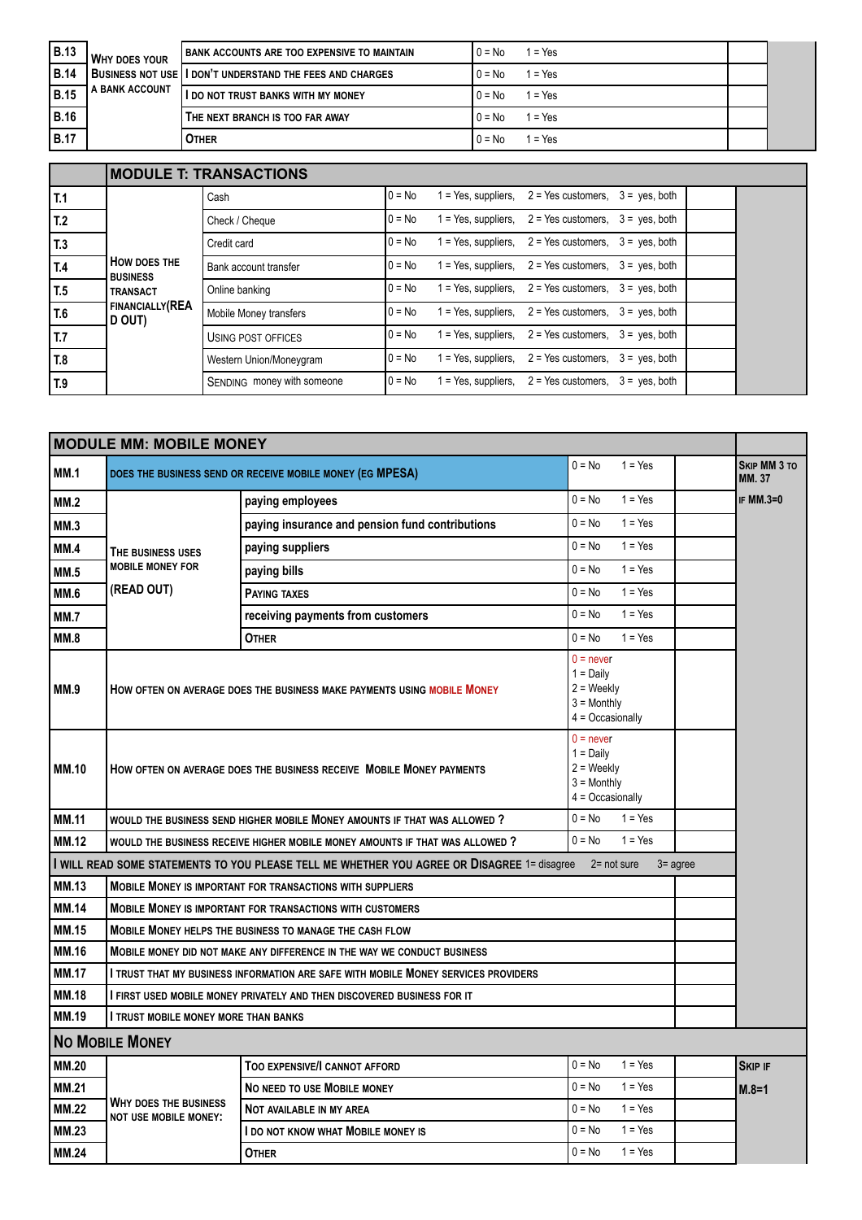| B.13 | Why does your Business not use a bank account | Bank accounts are too expensive to maintain | 0 = No 1 = Yes | | |
|---|---|---|---|---|---|
| B.14 | | I don't understand the fees and charges | 0 = No 1 = Yes | | |
| B.15 | | I do not trust banks with my money | 0 = No 1 = Yes | | |
| B.16 | | The next branch is too far away | 0 = No 1 = Yes | | |
| B.17 | | Other | 0 = No 1 = Yes | | |

| | MODULE T: TRANSACTIONS | | | | |
|---|---|---|---|---|---|
| T.1 | How does the business transact financially (read out) | Cash | 0 = No 1 = Yes, suppliers, 2 = Yes customers, 3 = yes, both | | |
| T.2 | | Check / Cheque | 0 = No 1 = Yes, suppliers, 2 = Yes customers, 3 = yes, both | | |
| T.3 | | Credit card | 0 = No 1 = Yes, suppliers, 2 = Yes customers, 3 = yes, both | | |
| T.4 | | Bank account transfer | 0 = No 1 = Yes, suppliers, 2 = Yes customers, 3 = yes, both | | |
| T.5 | | Online banking | 0 = No 1 = Yes, suppliers, 2 = Yes customers, 3 = yes, both | | |
| T.6 | | Mobile Money transfers | 0 = No 1 = Yes, suppliers, 2 = Yes customers, 3 = yes, both | | |
| T.7 | | Using post offices | 0 = No 1 = Yes, suppliers, 2 = Yes customers, 3 = yes, both | | |
| T.8 | | Western Union/Moneygram | 0 = No 1 = Yes, suppliers, 2 = Yes customers, 3 = yes, both | | |
| T.9 | | Sending money with someone | 0 = No 1 = Yes, suppliers, 2 = Yes customers, 3 = yes, both | | |

| MODULE MM: MOBILE MONEY | | | | | |
|---|---|---|---|---|---|
| MM.1 | Does the business send or receive mobile money (eg MPESA) | | 0 = No 1 = Yes | | Skip MM 3 to MM. 37 if MM.3=0 |
| MM.2 | The business uses mobile money for (READ OUT) | paying employees | 0 = No 1 = Yes | | |
| MM.3 | | paying insurance and pension fund contributions | 0 = No 1 = Yes | | |
| MM.4 | | paying suppliers | 0 = No 1 = Yes | | |
| MM.5 | | paying bills | 0 = No 1 = Yes | | |
| MM.6 | | Paying taxes | 0 = No 1 = Yes | | |
| MM.7 | | receiving payments from customers | 0 = No 1 = Yes | | |
| MM.8 | | Other | 0 = No 1 = Yes | | |
| MM.9 | How often on average does the business make payments using Mobile Money | | 0 = never<br>1 = Daily<br>2 = Weekly<br>3 = Monthly<br>4 = Occasionally | | |
| MM.10 | How often on average does the business receive Mobile Money payments | | 0 = never<br>1 = Daily<br>2 = Weekly<br>3 = Monthly<br>4 = Occasionally | | |
| MM.11 | Would the business send higher Mobile Money amounts if that was allowed ? | | 0 = No 1 = Yes | | |
| MM.12 | Would the business receive higher mobile money amounts if that was allowed ? | | 0 = No 1 = Yes | | |
| I will read some statements to you please tell me whether you agree or Disagree 1= disagree 2= not sure 3= agree | | | | | |
| MM.13 | Mobile Money is important for transactions with suppliers | | | | |
| MM.14 | Mobile Money is important for transactions with customers | | | | |
| MM.15 | Mobile Money helps the business to manage the cash flow | | | | |
| MM.16 | Mobile money did not make any difference in the way we conduct business | | | | |
| MM.17 | I trust that my business information are safe with mobile Money services providers | | | | |
| MM.18 | I first used mobile money privately and then discovered business for it | | | | |
| MM.19 | I trust mobile money more than banks | | | | |
| No Mobile Money | | | | | |
| MM.20 | Why does the business not use mobile money: | Too expensive/I cannot afford | 0 = No 1 = Yes | | Skip if M.8=1 |
| MM.21 | | No need to use Mobile Money | 0 = No 1 = Yes | | |
| MM.22 | | Not available in my area | 0 = No 1 = Yes | | |
| MM.23 | | I do not know what Mobile Money is | 0 = No 1 = Yes | | |
| MM.24 | | Other | 0 = No 1 = Yes | | |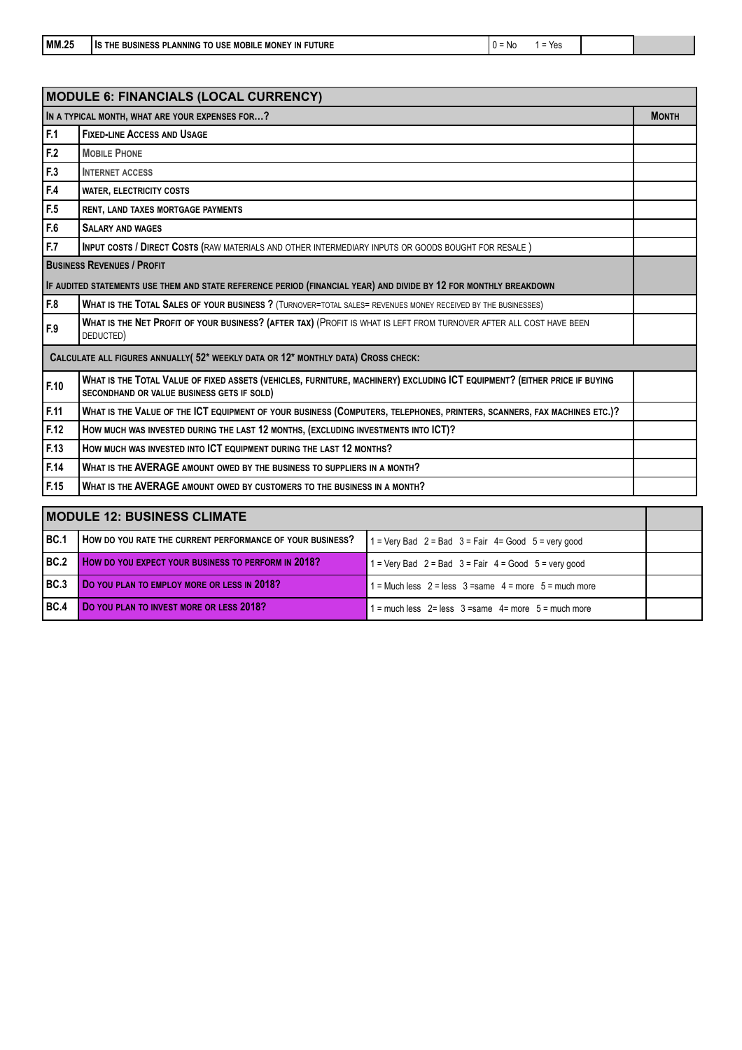| | | | | |
|---|---|---|---|---|
| MM.25 | IS THE BUSINESS PLANNING TO USE MOBILE MONEY IN FUTURE | 0 = No 1 = Yes | | |

## MODULE 6: FINANCIALS (LOCAL CURRENCY)

| IN A TYPICAL MONTH, WHAT ARE YOUR EXPENSES FOR…? | | MONTH |
|---|---|---|
| F.1 | FIXED-LINE ACCESS AND USAGE | |
| F.2 | MOBILE PHONE | |
| F.3 | INTERNET ACCESS | |
| F.4 | WATER, ELECTRICITY COSTS | |
| F.5 | RENT, LAND TAXES MORTGAGE PAYMENTS | |
| F.6 | SALARY AND WAGES | |
| F.7 | INPUT COSTS / DIRECT COSTS (RAW MATERIALS AND OTHER INTERMEDIARY INPUTS OR GOODS BOUGHT FOR RESALE ) | |
| BUSINESS REVENUES / PROFIT<br>IF AUDITED STATEMENTS USE THEM AND STATE REFERENCE PERIOD (FINANCIAL YEAR) AND DIVIDE BY 12 FOR MONTHLY BREAKDOWN | | |
| F.8 | WHAT IS THE TOTAL SALES OF YOUR BUSINESS ? (TURNOVER=TOTAL SALES= REVENUES MONEY RECEIVED BY THE BUSINESSES) | |
| F.9 | WHAT IS THE NET PROFIT OF YOUR BUSINESS? (AFTER TAX) (PROFIT IS WHAT IS LEFT FROM TURNOVER AFTER ALL COST HAVE BEEN DEDUCTED) | |
| CALCULATE ALL FIGURES ANNUALLY( 52* WEEKLY DATA OR 12* MONTHLY DATA) CROSS CHECK: | | |
| F.10 | WHAT IS THE TOTAL VALUE OF FIXED ASSETS (VEHICLES, FURNITURE, MACHINERY) EXCLUDING ICT EQUIPMENT? (EITHER PRICE IF BUYING SECONDHAND OR VALUE BUSINESS GETS IF SOLD) | |
| F.11 | WHAT IS THE VALUE OF THE ICT EQUIPMENT OF YOUR BUSINESS (COMPUTERS, TELEPHONES, PRINTERS, SCANNERS, FAX MACHINES ETC.)? | |
| F.12 | HOW MUCH WAS INVESTED DURING THE LAST 12 MONTHS, (EXCLUDING INVESTMENTS INTO ICT)? | |
| F.13 | HOW MUCH WAS INVESTED INTO ICT EQUIPMENT DURING THE LAST 12 MONTHS? | |
| F.14 | WHAT IS THE AVERAGE AMOUNT OWED BY THE BUSINESS TO SUPPLIERS IN A MONTH? | |
| F.15 | WHAT IS THE AVERAGE AMOUNT OWED BY CUSTOMERS TO THE BUSINESS IN A MONTH? | |

## MODULE 12: BUSINESS CLIMATE

| | | | |
|---|---|---|---|
| BC.1 | HOW DO YOU RATE THE CURRENT PERFORMANCE OF YOUR BUSINESS? | 1 = Very Bad 2 = Bad 3 = Fair 4= Good 5 = very good | |
| BC.2 | HOW DO YOU EXPECT YOUR BUSINESS TO PERFORM IN 2018? | 1 = Very Bad 2 = Bad 3 = Fair 4 = Good 5 = very good | |
| BC.3 | DO YOU PLAN TO EMPLOY MORE OR LESS IN 2018? | 1 = Much less 2 = less 3 =same 4 = more 5 = much more | |
| BC.4 | DO YOU PLAN TO INVEST MORE OR LESS 2018? | 1 = much less 2= less 3 =same 4= more 5 = much more | |